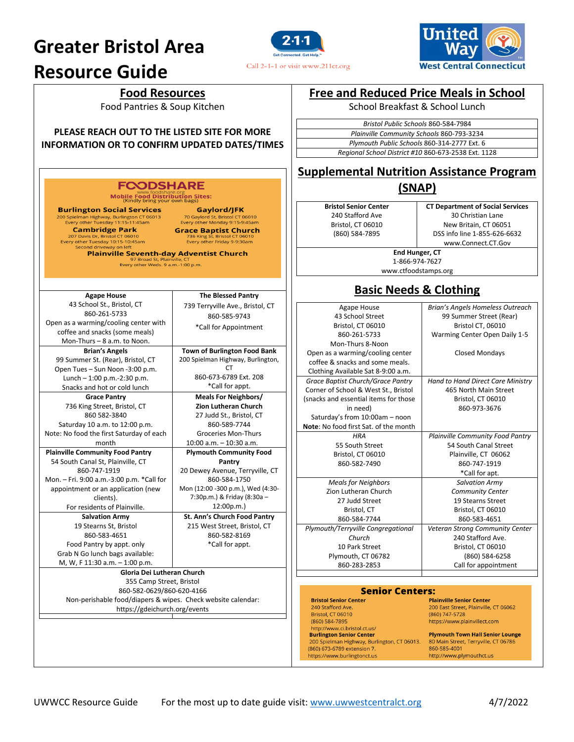# Greater Bristol Area Resource Guide

Call 2-1-1 or visit www.211ct.org

United Way West Central Connecticut

## Food Resources

Food Pantries & Soup Kitchen

**PLEASE REACH OUT TO THE LISTED SITE FOR MORE INFORMATION OR TO CONFIRM UPDATED DATES/TIMES**

### FOODSHARE

www.foodshare.org
**Mobile Food Distribution Sites:**
(Kindly bring your own bags)

**Burlington Social Services**
200 Spielman Highway, Burlington CT 06013
Every other Tuesday 11:15-11:45am

**Gaylord/JFK**
70 Gaylord St, Bristol CT 06010
Every other Monday 9:15-9:45am

**Cambridge Park**
207 Davis Dr, Bristol CT 06010
Every other Tuesday 10:15-10:45am
Second driveway on left

**Grace Baptist Church**
736 King St, Bristol CT 06010
Every other Friday 9-9:30am

**Plainville Seventh-day Adventist Church**
97 Broad St, Plainville, CT
Every other Weds. 9 a.m.-1:00 p.m.

| | |
|---|---|
| **Agape House**<br>43 School St., Bristol, CT<br>860-261-5733<br>Open as a warming/cooling center with coffee and snacks (some meals)<br>Mon-Thurs – 8 a.m. to Noon. | **The Blessed Pantry**<br>739 Terryville Ave., Bristol, CT<br>860-585-9743<br>*Call for Appointment |
| **Brian's Angels**<br>99 Summer St. (Rear), Bristol, CT<br>Open Tues – Sun Noon -3:00 p.m.<br>Lunch – 1:00 p.m.-2:30 p.m.<br>Snacks and hot or cold lunch | **Town of Burlington Food Bank**<br>200 Spielman Highway, Burlington, CT<br>860-673-6789 Ext. 208<br>*Call for appt. |
| **Grace Pantry**<br>736 King Street, Bristol, CT<br>860 582-3840<br>Saturday 10 a.m. to 12:00 p.m.<br>Note: No food the first Saturday of each month | **Meals For Neighbors/ Zion Lutheran Church**<br>27 Judd St., Bristol, CT<br>860-589-7744<br>Groceries Mon-Thurs<br>10:00 a.m. – 10:30 a.m. |
| **Plainville Community Food Pantry**<br>54 South Canal St, Plainville, CT<br>860-747-1919<br>Mon. – Fri. 9:00 a.m.-3:00 p.m. *Call for appointment or an application (new clients).<br>For residents of Plainville. | **Plymouth Community Food Pantry**<br>20 Dewey Avenue, Terryville, CT<br>860-584-1750<br>Mon (12:00 -300 p.m.), Wed (4:30-7:30p.m.) & Friday (8:30a – 12:00p.m.) |
| **Salvation Army**<br>19 Stearns St, Bristol<br>860-583-4651<br>Food Pantry by appt. only<br>Grab N Go lunch bags available:<br>M, W, F 11:30 a.m. – 1:00 p.m. | **St. Ann's Church Food Pantry**<br>215 West Street, Bristol, CT<br>860-582-8169<br>*Call for appt. |
| **Gloria Dei Lutheran Church**<br>355 Camp Street, Bristol<br>860-582-0629/860-620-4166<br>Non-perishable food/diapers & wipes. Check website calendar:<br>https://gdeichurch.org/events | |

## Free and Reduced Price Meals in School

School Breakfast & School Lunch

| |
|---|
| *Bristol Public Schools* 860-584-7984 |
| *Plainville Community Schools* 860-793-3234 |
| *Plymouth Public Schools* 860-314-2777 Ext. 6 |
| *Regional School District #10* 860-673-2538 Ext. 1128 |

## Supplemental Nutrition Assistance Program (SNAP)

| | |
|---|---|
| **Bristol Senior Center**<br>240 Stafford Ave<br>Bristol, CT 06010<br>(860) 584-7895 | **CT Department of Social Services**<br>30 Christian Lane<br>New Britain, CT 06051<br>DSS info line 1-855-626-6632<br>www.Connect.CT.Gov |
| **End Hunger, CT**<br>1-866-974-7627<br>www.ctfoodstamps.org | |

## Basic Needs & Clothing

| | |
|---|---|
| Agape House<br>43 School Street<br>Bristol, CT 06010<br>860-261-5733<br>Mon-Thurs 8-Noon<br>Open as a warming/cooling center coffee & snacks and some meals.<br>Clothing Available Sat 8-9:00 a.m. | *Brian's Angels Homeless Outreach*<br>99 Summer Street (Rear)<br>Bristol CT, 06010<br>Warming Center Open Daily 1-5<br><br>Closed Mondays |
| *Grace Baptist Church/Grace Pantry*<br>Corner of School & West St., Bristol<br>(snacks and essential items for those in need)<br>Saturday's from 10:00am – noon<br>**Note**: No food first Sat. of the month | *Hand to Hand Direct Care Ministry*<br>465 North Main Street<br>Bristol, CT 06010<br>860-973-3676 |
| *HRA*<br>55 South Street<br>Bristol, CT 06010<br>860-582-7490 | *Plainville Community Food Pantry*<br>54 South Canal Street<br>Plainville, CT 06062<br>860-747-1919<br>*Call for apt. |
| *Meals for Neighbors*<br>Zion Lutheran Church<br>27 Judd Street<br>Bristol, CT<br>860-584-7744 | *Salvation Army Community Center*<br>19 Stearns Street<br>Bristol, CT 06010<br>860-583-4651 |
| *Plymouth/Terryville Congregational Church*<br>10 Park Street<br>Plymouth, CT 06782<br>860-283-2853 | *Veteran Strong Community Center*<br>240 Stafford Ave.<br>Bristol, CT 06010<br>(860) 584-6258<br>Call for appointment |

### Senior Centers:

**Bristol Senior Center**
240 Stafford Ave.
Bristol, CT 06010
(860) 584-7895
http://www.ci.bristol.ct.us/

**Plainville Senior Center**
200 East Street, Plainville, CT 06062
(860) 747-5728
https://www.plainvillect.com

**Burlington Senior Center**
200 Spielman Highway, Burlington, CT 06013.
(860) 673-6789 extension 7.
https://www.burlingtonct.us

**Plymouth Town Hall Senior Lounge**
80 Main Street, Terryville, CT 06786
860-585-4001
http://www.plymouthct.us

UWWCC Resource Guide    For the most up to date guide visit: www.uwwestcentralct.org    4/7/2022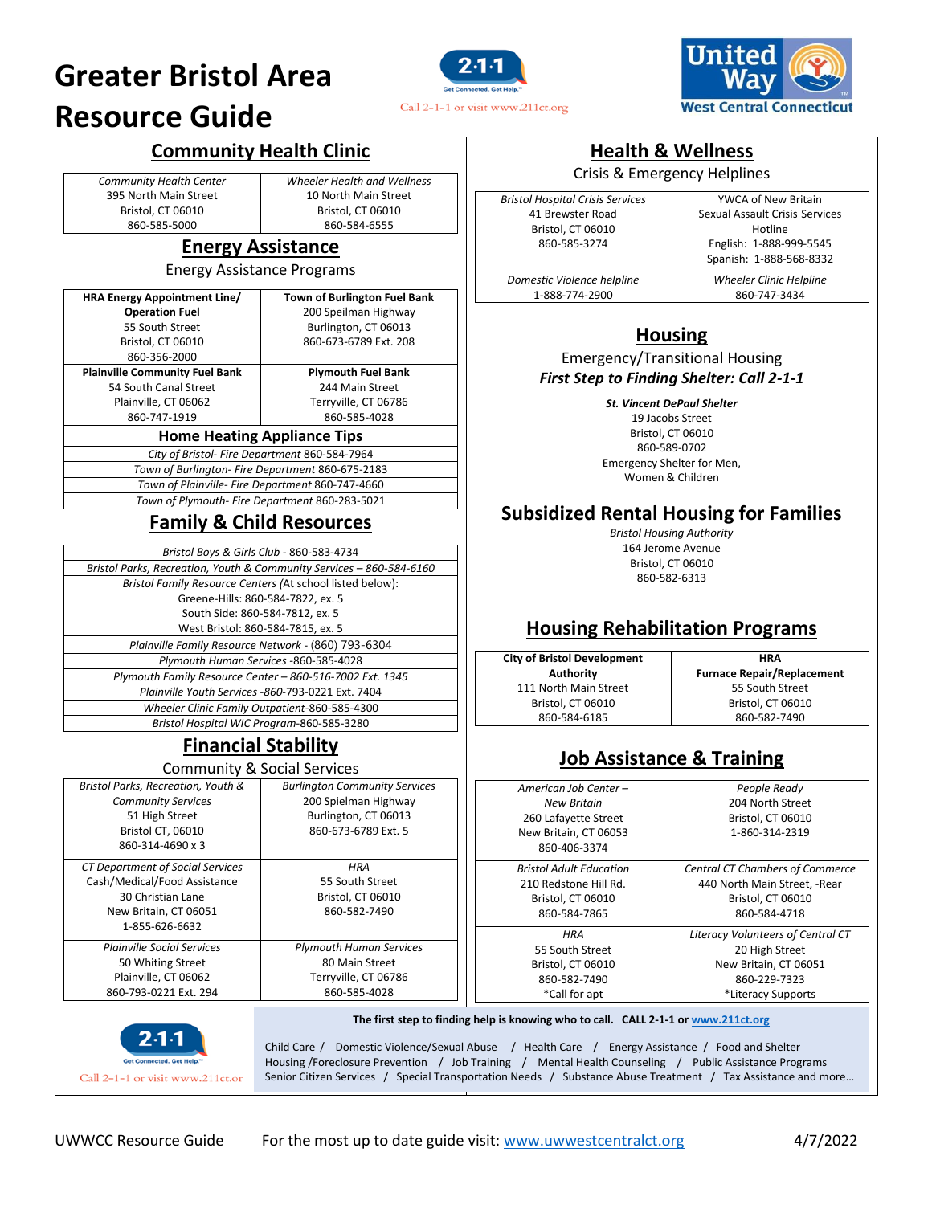# Greater Bristol Area Resource Guide

Call 2-1-1 or visit www.211ct.org

United Way West Central Connecticut

## Community Health Clinic

| | |
|---|---|
| *Community Health Center*<br>395 North Main Street<br>Bristol, CT 06010<br>860-585-5000 | *Wheeler Health and Wellness*<br>10 North Main Street<br>Bristol, CT 06010<br>860-584-6555 |

## Energy Assistance

Energy Assistance Programs

| | |
|---|---|
| **HRA Energy Appointment Line/ Operation Fuel**<br>55 South Street<br>Bristol, CT 06010<br>860-356-2000 | **Town of Burlington Fuel Bank**<br>200 Speilman Highway<br>Burlington, CT 06013<br>860-673-6789 Ext. 208 |
| **Plainville Community Fuel Bank**<br>54 South Canal Street<br>Plainville, CT 06062<br>860-747-1919 | **Plymouth Fuel Bank**<br>244 Main Street<br>Terryville, CT 06786<br>860-585-4028 |

### Home Heating Appliance Tips

*City of Bristol- Fire Department* 860-584-7964
*Town of Burlington- Fire Department* 860-675-2183
*Town of Plainville- Fire Department* 860-747-4660
*Town of Plymouth- Fire Department* 860-283-5021

## Family & Child Resources

*Bristol Boys & Girls Club* - 860-583-4734
*Bristol Parks, Recreation, Youth & Community Services – 860-584-6160*
*Bristol Family Resource Centers (*At school listed below):
Greene-Hills: 860-584-7822, ex. 5
South Side: 860-584-7812, ex. 5
West Bristol: 860-584-7815, ex. 5
*Plainville Family Resource Network* - (860) 793-6304
*Plymouth Human Services* -860-585-4028
*Plymouth Family Resource Center – 860-516-7002 Ext. 1345*
*Plainville Youth Services -860-793-0221 Ext. 7404*
*Wheeler Clinic Family Outpatient*-860-585-4300
*Bristol Hospital WIC Program*-860-585-3280

## Financial Stability

Community & Social Services

| | |
|---|---|
| *Bristol Parks, Recreation, Youth & Community Services*<br>51 High Street<br>Bristol CT, 06010<br>860-314-4690 x 3 | *Burlington Community Services*<br>200 Spielman Highway<br>Burlington, CT 06013<br>860-673-6789 Ext. 5 |
| *CT Department of Social Services*<br>Cash/Medical/Food Assistance<br>30 Christian Lane<br>New Britain, CT 06051<br>1-855-626-6632 | *HRA*<br>55 South Street<br>Bristol, CT 06010<br>860-582-7490 |
| *Plainville Social Services*<br>50 Whiting Street<br>Plainville, CT 06062<br>860-793-0221 Ext. 294 | *Plymouth Human Services*<br>80 Main Street<br>Terryville, CT 06786<br>860-585-4028 |

## Health & Wellness

Crisis & Emergency Helplines

| | |
|---|---|
| *Bristol Hospital Crisis Services*<br>41 Brewster Road<br>Bristol, CT 06010<br>860-585-3274 | YWCA of New Britain<br>Sexual Assault Crisis Services<br>Hotline<br>English: 1-888-999-5545<br>Spanish: 1-888-568-8332 |
| *Domestic Violence helpline*<br>1-888-774-2900 | *Wheeler Clinic Helpline*<br>860-747-3434 |

## Housing

Emergency/Transitional Housing

***First Step to Finding Shelter: Call 2-1-1***

***St. Vincent DePaul Shelter***
19 Jacobs Street
Bristol, CT 06010
860-589-0702
Emergency Shelter for Men, Women & Children

## Subsidized Rental Housing for Families

*Bristol Housing Authority*
164 Jerome Avenue
Bristol, CT 06010
860-582-6313

## Housing Rehabilitation Programs

| | |
|---|---|
| **City of Bristol Development Authority**<br>111 North Main Street<br>Bristol, CT 06010<br>860-584-6185 | **HRA**<br>**Furnace Repair/Replacement**<br>55 South Street<br>Bristol, CT 06010<br>860-582-7490 |

## Job Assistance & Training

| | |
|---|---|
| *American Job Center – New Britain*<br>260 Lafayette Street<br>New Britain, CT 06053<br>860-406-3374 | *People Ready*<br>204 North Street<br>Bristol, CT 06010<br>1-860-314-2319 |
| *Bristol Adult Education*<br>210 Redstone Hill Rd.<br>Bristol, CT 06010<br>860-584-7865 | *Central CT Chambers of Commerce*<br>440 North Main Street, -Rear<br>Bristol, CT 06010<br>860-584-4718 |
| *HRA*<br>55 South Street<br>Bristol, CT 06010<br>860-582-7490<br>*Call for apt | *Literacy Volunteers of Central CT*<br>20 High Street<br>New Britain, CT 06051<br>860-229-7323<br>*Literacy Supports |

2-1-1 Get Connected. Get Help. Call 2-1-1 or visit www.211ct.org

**The first step to finding help is knowing who to call. CALL 2-1-1 or www.211ct.org**

Child Care / Domestic Violence/Sexual Abuse / Health Care / Energy Assistance / Food and Shelter
Housing /Foreclosure Prevention / Job Training / Mental Health Counseling / Public Assistance Programs
Senior Citizen Services / Special Transportation Needs / Substance Abuse Treatment / Tax Assistance and more…

UWWCC Resource Guide For the most up to date guide visit: www.uwwestcentralct.org 4/7/2022